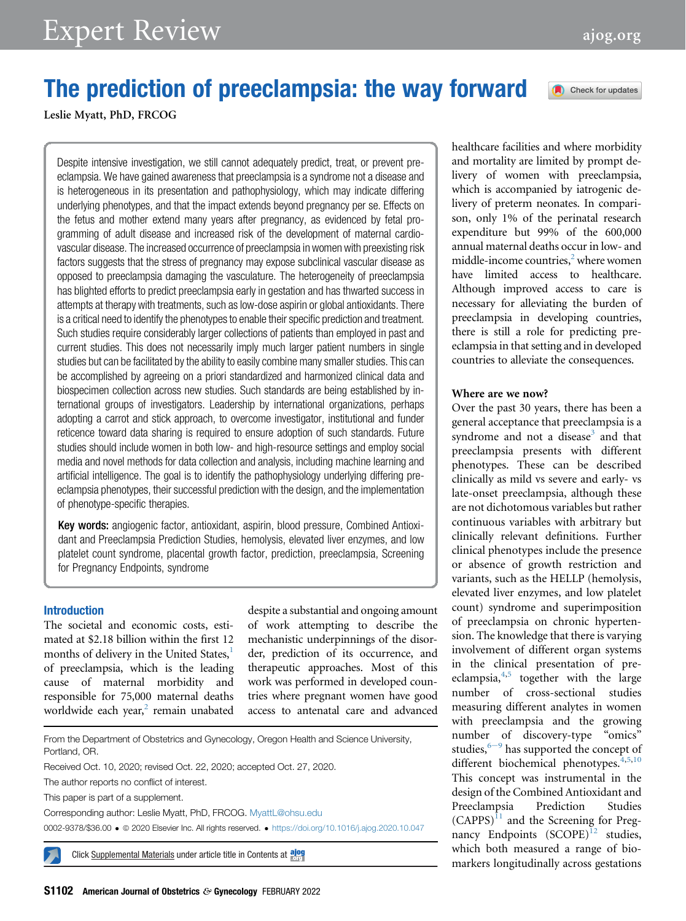# The prediction of preeclampsia: the way forward

Leslie Myatt, PhD, FRCOG

Despite intensive investigation, we still cannot adequately predict, treat, or prevent preeclampsia. We have gained awareness that preeclampsia is a syndrome not a disease and is heterogeneous in its presentation and pathophysiology, which may indicate differing underlying phenotypes, and that the impact extends beyond pregnancy per se. Effects on the fetus and mother extend many years after pregnancy, as evidenced by fetal programming of adult disease and increased risk of the development of maternal cardiovascular disease. The increased occurrence of preeclampsia in women with preexisting risk factors suggests that the stress of pregnancy may expose subclinical vascular disease as opposed to preeclampsia damaging the vasculature. The heterogeneity of preeclampsia has blighted efforts to predict preeclampsia early in gestation and has thwarted success in attempts at therapy with treatments, such as low-dose aspirin or global antioxidants. There is a critical need to identify the phenotypes to enable their specific prediction and treatment. Such studies require considerably larger collections of patients than employed in past and current studies. This does not necessarily imply much larger patient numbers in single studies but can be facilitated by the ability to easily combine many smaller studies. This can be accomplished by agreeing on a priori standardized and harmonized clinical data and biospecimen collection across new studies. Such standards are being established by international groups of investigators. Leadership by international organizations, perhaps adopting a carrot and stick approach, to overcome investigator, institutional and funder reticence toward data sharing is required to ensure adoption of such standards. Future studies should include women in both low- and high-resource settings and employ social media and novel methods for data collection and analysis, including machine learning and artificial intelligence. The goal is to identify the pathophysiology underlying differing preeclampsia phenotypes, their successful prediction with the design, and the implementation of phenotype-specific therapies.

**Key words:** angiogenic factor, antioxidant, aspirin, blood pressure, Combined Antioxidant and Preeclampsia Prediction Studies, hemolysis, elevated liver enzymes, and low platelet count syndrome, placental growth factor, prediction, preeclampsia, Screening for Pregnancy Endpoints, syndrome

## Introduction

The societal and economic costs, estimated at $2.18 billion within the first 12 months of delivery in the United States,[1] of preeclampsia, which is the leading cause of maternal morbidity and responsible for 75,000 maternal deaths worldwide each year,[2] remain unabated despite a substantial and ongoing amount of work attempting to describe the mechanistic underpinnings of the disorder, prediction of its occurrence, and therapeutic approaches. Most of this work was performed in developed countries where pregnant women have good access to antenatal care and advanced healthcare facilities and where morbidity and mortality are limited by prompt delivery of women with preeclampsia, which is accompanied by iatrogenic delivery of preterm neonates. In comparison, only 1% of the perinatal research expenditure but 99% of the 600,000 annual maternal deaths occur in low- and middle-income countries,[2] where women have limited access to healthcare. Although improved access to care is necessary for alleviating the burden of preeclampsia in developing countries, there is still a role for predicting preeclampsia in that setting and in developed countries to alleviate the consequences.

From the Department of Obstetrics and Gynecology, Oregon Health and Science University, Portland, OR.

Received Oct. 10, 2020; revised Oct. 22, 2020; accepted Oct. 27, 2020.

The author reports no conflict of interest.

This paper is part of a supplement.

Corresponding author: Leslie Myatt, PhD, FRCOG. MyattL@ohsu.edu

0002-9378/$36.00 • © 2020 Elsevier Inc. All rights reserved. • https://doi.org/10.1016/j.ajog.2020.10.047

Click Supplemental Materials under article title in Contents at ajog.org

### Where are we now?

Over the past 30 years, there has been a general acceptance that preeclampsia is a syndrome and not a disease[3] and that preeclampsia presents with different phenotypes. These can be described clinically as mild vs severe and early- vs late-onset preeclampsia, although these are not dichotomous variables but rather continuous variables with arbitrary but clinically relevant definitions. Further clinical phenotypes include the presence or absence of growth restriction and variants, such as the HELLP (hemolysis, elevated liver enzymes, and low platelet count) syndrome and superimposition of preeclampsia on chronic hypertension. The knowledge that there is varying involvement of different organ systems in the clinical presentation of preeclampsia,[4,5] together with the large number of cross-sectional studies measuring different analytes in women with preeclampsia and the growing number of discovery-type "omics" studies,[6–9] has supported the concept of different biochemical phenotypes.[4,5,10] This concept was instrumental in the design of the Combined Antioxidant and Preeclampsia Prediction Studies (CAPPS)[11] and the Screening for Pregnancy Endpoints (SCOPE)[12] studies, which both measured a range of biomarkers longitudinally across gestations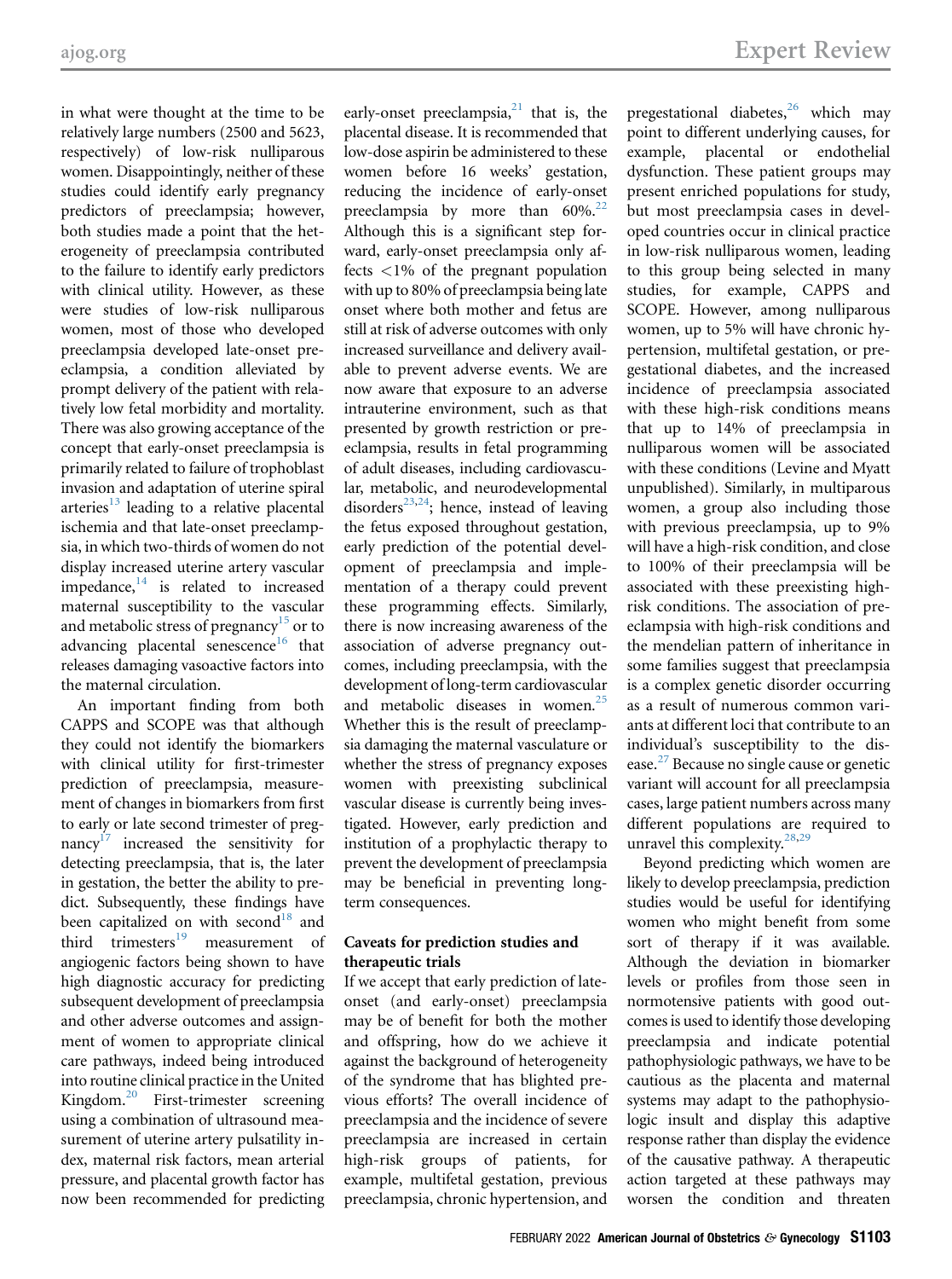in what were thought at the time to be relatively large numbers (2500 and 5623, respectively) of low-risk nulliparous women. Disappointingly, neither of these studies could identify early pregnancy predictors of preeclampsia; however, both studies made a point that the heterogeneity of preeclampsia contributed to the failure to identify early predictors with clinical utility. However, as these were studies of low-risk nulliparous women, most of those who developed preeclampsia developed late-onset preeclampsia, a condition alleviated by prompt delivery of the patient with relatively low fetal morbidity and mortality. There was also growing acceptance of the concept that early-onset preeclampsia is primarily related to failure of trophoblast invasion and adaptation of uterine spiral arteries[13] leading to a relative placental ischemia and that late-onset preeclampsia, in which two-thirds of women do not display increased uterine artery vascular impedance,[14] is related to increased maternal susceptibility to the vascular and metabolic stress of pregnancy[15] or to advancing placental senescence[16] that releases damaging vasoactive factors into the maternal circulation.

An important finding from both CAPPS and SCOPE was that although they could not identify the biomarkers with clinical utility for first-trimester prediction of preeclampsia, measurement of changes in biomarkers from first to early or late second trimester of pregnancy[17] increased the sensitivity for detecting preeclampsia, that is, the later in gestation, the better the ability to predict. Subsequently, these findings have been capitalized on with second[18] and third trimesters[19] measurement of angiogenic factors being shown to have high diagnostic accuracy for predicting subsequent development of preeclampsia and other adverse outcomes and assignment of women to appropriate clinical care pathways, indeed being introduced into routine clinical practice in the United Kingdom.[20] First-trimester screening using a combination of ultrasound measurement of uterine artery pulsatility index, maternal risk factors, mean arterial pressure, and placental growth factor has now been recommended for predicting early-onset preeclampsia,[21] that is, the placental disease. It is recommended that low-dose aspirin be administered to these women before 16 weeks' gestation, reducing the incidence of early-onset preeclampsia by more than 60%.[22] Although this is a significant step forward, early-onset preeclampsia only affects <1% of the pregnant population with up to 80% of preeclampsia being late onset where both mother and fetus are still at risk of adverse outcomes with only increased surveillance and delivery available to prevent adverse events. We are now aware that exposure to an adverse intrauterine environment, such as that presented by growth restriction or preeclampsia, results in fetal programming of adult diseases, including cardiovascular, metabolic, and neurodevelopmental disorders[23,24]; hence, instead of leaving the fetus exposed throughout gestation, early prediction of the potential development of preeclampsia and implementation of a therapy could prevent these programming effects. Similarly, there is now increasing awareness of the association of adverse pregnancy outcomes, including preeclampsia, with the development of long-term cardiovascular and metabolic diseases in women.[25] Whether this is the result of preeclampsia damaging the maternal vasculature or whether the stress of pregnancy exposes women with preexisting subclinical vascular disease is currently being investigated. However, early prediction and institution of a prophylactic therapy to prevent the development of preeclampsia may be beneficial in preventing long-term consequences.

## Caveats for prediction studies and therapeutic trials

If we accept that early prediction of late-onset (and early-onset) preeclampsia may be of benefit for both the mother and offspring, how do we achieve it against the background of heterogeneity of the syndrome that has blighted previous efforts? The overall incidence of preeclampsia and the incidence of severe preeclampsia are increased in certain high-risk groups of patients, for example, multifetal gestation, previous preeclampsia, chronic hypertension, and pregestational diabetes,[26] which may point to different underlying causes, for example, placental or endothelial dysfunction. These patient groups may present enriched populations for study, but most preeclampsia cases in developed countries occur in clinical practice in low-risk nulliparous women, leading to this group being selected in many studies, for example, CAPPS and SCOPE. However, among nulliparous women, up to 5% will have chronic hypertension, multifetal gestation, or pregestational diabetes, and the increased incidence of preeclampsia associated with these high-risk conditions means that up to 14% of preeclampsia in nulliparous women will be associated with these conditions (Levine and Myatt unpublished). Similarly, in multiparous women, a group also including those with previous preeclampsia, up to 9% will have a high-risk condition, and close to 100% of their preeclampsia will be associated with these preexisting high-risk conditions. The association of preeclampsia with high-risk conditions and the mendelian pattern of inheritance in some families suggest that preeclampsia is a complex genetic disorder occurring as a result of numerous common variants at different loci that contribute to an individual's susceptibility to the disease.[27] Because no single cause or genetic variant will account for all preeclampsia cases, large patient numbers across many different populations are required to unravel this complexity.[28,29]

Beyond predicting which women are likely to develop preeclampsia, prediction studies would be useful for identifying women who might benefit from some sort of therapy if it was available. Although the deviation in biomarker levels or profiles from those seen in normotensive patients with good outcomes is used to identify those developing preeclampsia and indicate potential pathophysiologic pathways, we have to be cautious as the placenta and maternal systems may adapt to the pathophysiologic insult and display this adaptive response rather than display the evidence of the causative pathway. A therapeutic action targeted at these pathways may worsen the condition and threaten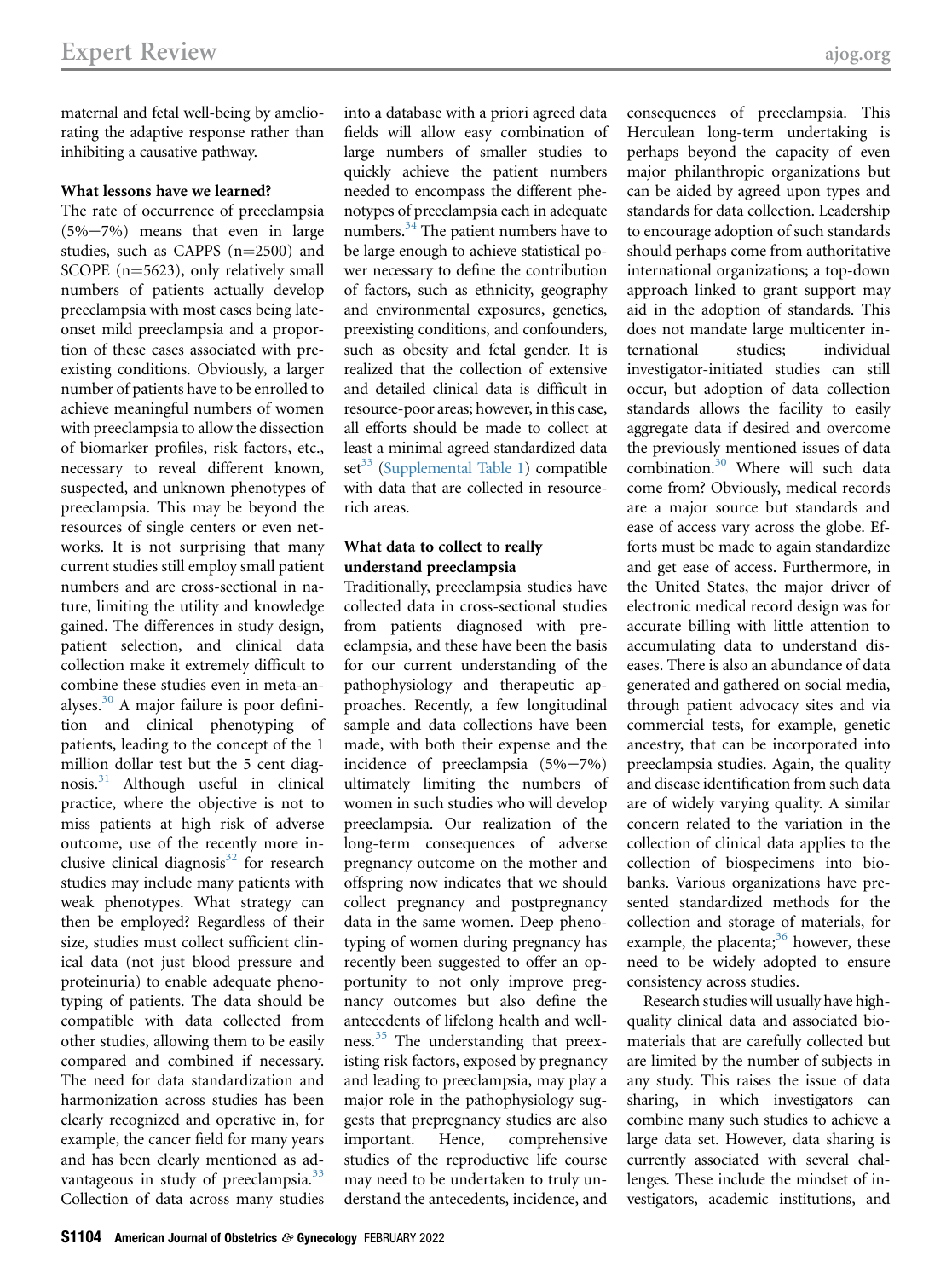maternal and fetal well-being by ameliorating the adaptive response rather than inhibiting a causative pathway.

### What lessons have we learned?

The rate of occurrence of preeclampsia (5%−7%) means that even in large studies, such as CAPPS (n=2500) and SCOPE (n=5623), only relatively small numbers of patients actually develop preeclampsia with most cases being late-onset mild preeclampsia and a proportion of these cases associated with preexisting conditions. Obviously, a larger number of patients have to be enrolled to achieve meaningful numbers of women with preeclampsia to allow the dissection of biomarker profiles, risk factors, etc., necessary to reveal different known, suspected, and unknown phenotypes of preeclampsia. This may be beyond the resources of single centers or even networks. It is not surprising that many current studies still employ small patient numbers and are cross-sectional in nature, limiting the utility and knowledge gained. The differences in study design, patient selection, and clinical data collection make it extremely difficult to combine these studies even in meta-analyses.[30] A major failure is poor definition and clinical phenotyping of patients, leading to the concept of the 1 million dollar test but the 5 cent diagnosis.[31] Although useful in clinical practice, where the objective is not to miss patients at high risk of adverse outcome, use of the recently more inclusive clinical diagnosis[32] for research studies may include many patients with weak phenotypes. What strategy can then be employed? Regardless of their size, studies must collect sufficient clinical data (not just blood pressure and proteinuria) to enable adequate phenotyping of patients. The data should be compatible with data collected from other studies, allowing them to be easily compared and combined if necessary. The need for data standardization and harmonization across studies has been clearly recognized and operative in, for example, the cancer field for many years and has been clearly mentioned as advantageous in study of preeclampsia.[33] Collection of data across many studies into a database with a priori agreed data fields will allow easy combination of large numbers of smaller studies to quickly achieve the patient numbers needed to encompass the different phenotypes of preeclampsia each in adequate numbers.[34] The patient numbers have to be large enough to achieve statistical power necessary to define the contribution of factors, such as ethnicity, geography and environmental exposures, genetics, preexisting conditions, and confounders, such as obesity and fetal gender. It is realized that the collection of extensive and detailed clinical data is difficult in resource-poor areas; however, in this case, all efforts should be made to collect at least a minimal agreed standardized data set[33] (Supplemental Table 1) compatible with data that are collected in resource-rich areas.

### What data to collect to really understand preeclampsia

Traditionally, preeclampsia studies have collected data in cross-sectional studies from patients diagnosed with preeclampsia, and these have been the basis for our current understanding of the pathophysiology and therapeutic approaches. Recently, a few longitudinal sample and data collections have been made, with both their expense and the incidence of preeclampsia (5%−7%) ultimately limiting the numbers of women in such studies who will develop preeclampsia. Our realization of the long-term consequences of adverse pregnancy outcome on the mother and offspring now indicates that we should collect pregnancy and postpregnancy data in the same women. Deep phenotyping of women during pregnancy has recently been suggested to offer an opportunity to not only improve pregnancy outcomes but also define the antecedents of lifelong health and wellness.[35] The understanding that preexisting risk factors, exposed by pregnancy and leading to preeclampsia, may play a major role in the pathophysiology suggests that prepregnancy studies are also important. Hence, comprehensive studies of the reproductive life course may need to be undertaken to truly understand the antecedents, incidence, and consequences of preeclampsia. This Herculean long-term undertaking is perhaps beyond the capacity of even major philanthropic organizations but can be aided by agreed upon types and standards for data collection. Leadership to encourage adoption of such standards should perhaps come from authoritative international organizations; a top-down approach linked to grant support may aid in the adoption of standards. This does not mandate large multicenter international studies; individual investigator-initiated studies can still occur, but adoption of data collection standards allows the facility to easily aggregate data if desired and overcome the previously mentioned issues of data combination.[30] Where will such data come from? Obviously, medical records are a major source but standards and ease of access vary across the globe. Efforts must be made to again standardize and get ease of access. Furthermore, in the United States, the major driver of electronic medical record design was for accurate billing with little attention to accumulating data to understand diseases. There is also an abundance of data generated and gathered on social media, through patient advocacy sites and via commercial tests, for example, genetic ancestry, that can be incorporated into preeclampsia studies. Again, the quality and disease identification from such data are of widely varying quality. A similar concern related to the variation in the collection of clinical data applies to the collection of biospecimens into biobanks. Various organizations have presented standardized methods for the collection and storage of materials, for example, the placenta;[36] however, these need to be widely adopted to ensure consistency across studies.

Research studies will usually have high-quality clinical data and associated biomaterials that are carefully collected but are limited by the number of subjects in any study. This raises the issue of data sharing, in which investigators can combine many such studies to achieve a large data set. However, data sharing is currently associated with several challenges. These include the mindset of investigators, academic institutions, and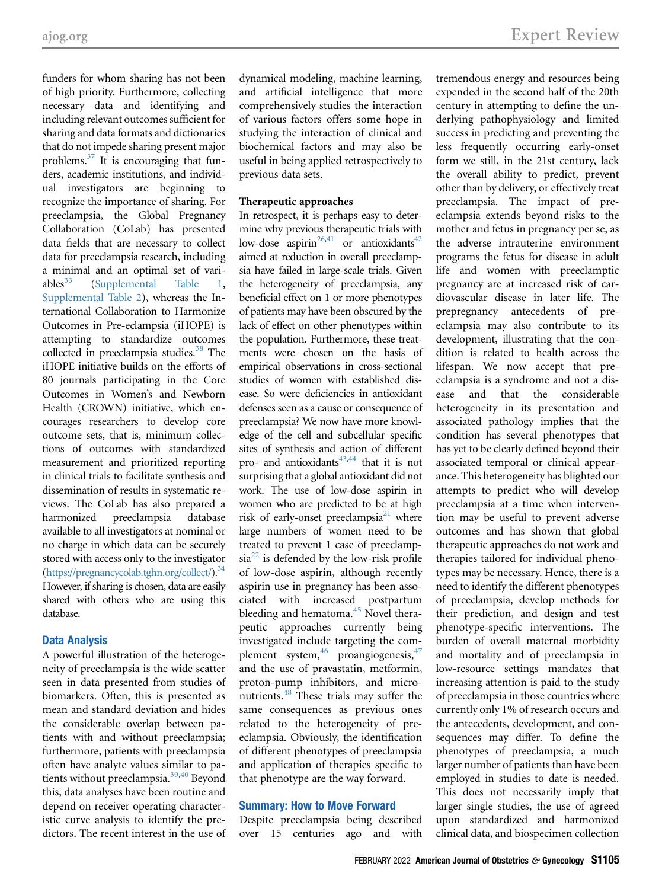funders for whom sharing has not been of high priority. Furthermore, collecting necessary data and identifying and including relevant outcomes sufficient for sharing and data formats and dictionaries that do not impede sharing present major problems.[37] It is encouraging that funders, academic institutions, and individual investigators are beginning to recognize the importance of sharing. For preeclampsia, the Global Pregnancy Collaboration (CoLab) has presented data fields that are necessary to collect data for preeclampsia research, including a minimal and an optimal set of variables[33] (Supplemental Table 1, Supplemental Table 2), whereas the International Collaboration to Harmonize Outcomes in Pre-eclampsia (iHOPE) is attempting to standardize outcomes collected in preeclampsia studies.[38] The iHOPE initiative builds on the efforts of 80 journals participating in the Core Outcomes in Women's and Newborn Health (CROWN) initiative, which encourages researchers to develop core outcome sets, that is, minimum collections of outcomes with standardized measurement and prioritized reporting in clinical trials to facilitate synthesis and dissemination of results in systematic reviews. The CoLab has also prepared a harmonized preeclampsia database available to all investigators at nominal or no charge in which data can be securely stored with access only to the investigator (https://pregnancycolab.tghn.org/collect/).[34] However, if sharing is chosen, data are easily shared with others who are using this database.

## Data Analysis

A powerful illustration of the heterogeneity of preeclampsia is the wide scatter seen in data presented from studies of biomarkers. Often, this is presented as mean and standard deviation and hides the considerable overlap between patients with and without preeclampsia; furthermore, patients with preeclampsia often have analyte values similar to patients without preeclampsia.[39,40] Beyond this, data analyses have been routine and depend on receiver operating characteristic curve analysis to identify the predictors. The recent interest in the use of dynamical modeling, machine learning, and artificial intelligence that more comprehensively studies the interaction of various factors offers some hope in studying the interaction of clinical and biochemical factors and may also be useful in being applied retrospectively to previous data sets.

### Therapeutic approaches

In retrospect, it is perhaps easy to determine why previous therapeutic trials with low-dose aspirin[26,41] or antioxidants[42] aimed at reduction in overall preeclampsia have failed in large-scale trials. Given the heterogeneity of preeclampsia, any beneficial effect on 1 or more phenotypes of patients may have been obscured by the lack of effect on other phenotypes within the population. Furthermore, these treatments were chosen on the basis of empirical observations in cross-sectional studies of women with established disease. So were deficiencies in antioxidant defenses seen as a cause or consequence of preeclampsia? We now have more knowledge of the cell and subcellular specific sites of synthesis and action of different pro- and antioxidants[43,44] that it is not surprising that a global antioxidant did not work. The use of low-dose aspirin in women who are predicted to be at high risk of early-onset preeclampsia[21] where large numbers of women need to be treated to prevent 1 case of preeclampsia[22] is defended by the low-risk profile of low-dose aspirin, although recently aspirin use in pregnancy has been associated with increased postpartum bleeding and hematoma.[45] Novel therapeutic approaches currently being investigated include targeting the complement system,[46] proangiogenesis,[47] and the use of pravastatin, metformin, proton-pump inhibitors, and micronutrients.[48] These trials may suffer the same consequences as previous ones related to the heterogeneity of preeclampsia. Obviously, the identification of different phenotypes of preeclampsia and application of therapies specific to that phenotype are the way forward.

## Summary: How to Move Forward

Despite preeclampsia being described over 15 centuries ago and with tremendous energy and resources being expended in the second half of the 20th century in attempting to define the underlying pathophysiology and limited success in predicting and preventing the less frequently occurring early-onset form we still, in the 21st century, lack the overall ability to predict, prevent other than by delivery, or effectively treat preeclampsia. The impact of preeclampsia extends beyond risks to the mother and fetus in pregnancy per se, as the adverse intrauterine environment programs the fetus for disease in adult life and women with preeclamptic pregnancy are at increased risk of cardiovascular disease in later life. The prepregnancy antecedents of preeclampsia may also contribute to its development, illustrating that the condition is related to health across the lifespan. We now accept that preeclampsia is a syndrome and not a disease and that the considerable heterogeneity in its presentation and associated pathology implies that the condition has several phenotypes that has yet to be clearly defined beyond their associated temporal or clinical appearance. This heterogeneity has blighted our attempts to predict who will develop preeclampsia at a time when intervention may be useful to prevent adverse outcomes and has shown that global therapeutic approaches do not work and therapies tailored for individual phenotypes may be necessary. Hence, there is a need to identify the different phenotypes of preeclampsia, develop methods for their prediction, and design and test phenotype-specific interventions. The burden of overall maternal morbidity and mortality and of preeclampsia in low-resource settings mandates that increasing attention is paid to the study of preeclampsia in those countries where currently only 1% of research occurs and the antecedents, development, and consequences may differ. To define the phenotypes of preeclampsia, a much larger number of patients than have been employed in studies to date is needed. This does not necessarily imply that larger single studies, the use of agreed upon standardized and harmonized clinical data, and biospecimen collection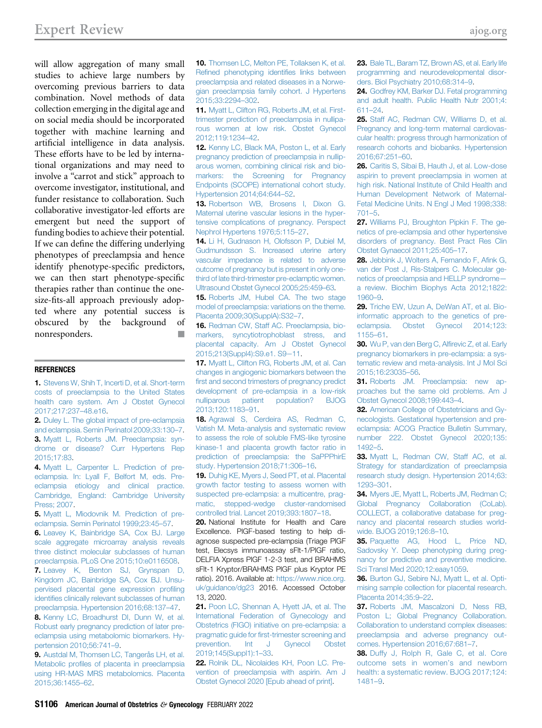will allow aggregation of many small studies to achieve large numbers by overcoming previous barriers to data combination. Novel methods of data collection emerging in the digital age and on social media should be incorporated together with machine learning and artificial intelligence in data analysis. These efforts have to be led by international organizations and may need to involve a "carrot and stick" approach to overcome investigator, institutional, and funder resistance to collaboration. Such collaborative investigator-led efforts are emergent but need the support of funding bodies to achieve their potential. If we can define the differing underlying phenotypes of preeclampsia and hence identify phenotype-specific predictors, we can then start phenotype-specific therapies rather than continue the one-size-fits-all approach previously adopted where any potential success is obscured by the background of nonresponders. ■

## REFERENCES

1. Stevens W, Shih T, Incerti D, et al. Short-term costs of preeclampsia to the United States health care system. Am J Obstet Gynecol 2017;217:237–48.e16.
2. Duley L. The global impact of pre-eclampsia and eclampsia. Semin Perinatol 2009;33:130–7.
3. Myatt L, Roberts JM. Preeclampsia: syndrome or disease? Curr Hypertens Rep 2015;17:83.
4. Myatt L, Carpenter L. Prediction of preeclampsia. In: Lyall F, Belfort M, eds. Preeclampsia etiology and clinical practice. Cambridge, England: Cambridge University Press; 2007.
5. Myatt L, Miodovnik M. Prediction of preeclampsia. Semin Perinatol 1999;23:45–57.
6. Leavey K, Bainbridge SA, Cox BJ. Large scale aggregate microarray analysis reveals three distinct molecular subclasses of human preeclampsia. PLoS One 2015;10:e0116508.
7. Leavey K, Benton SJ, Grynspan D, Kingdom JC, Bainbridge SA, Cox BJ. Unsupervised placental gene expression profiling identifies clinically relevant subclasses of human preeclampsia. Hypertension 2016;68:137–47.
8. Kenny LC, Broadhurst DI, Dunn W, et al. Robust early pregnancy prediction of later preeclampsia using metabolomic biomarkers. Hypertension 2010;56:741–9.
9. Austdal M, Thomsen LC, Tangerås LH, et al. Metabolic profiles of placenta in preeclampsia using HR-MAS MRS metabolomics. Placenta 2015;36:1455–62.
10. Thomsen LC, Melton PE, Tollaksen K, et al. Refined phenotyping identifies links between preeclampsia and related diseases in a Norwegian preeclampsia family cohort. J Hypertens 2015;33:2294–302.
11. Myatt L, Clifton RG, Roberts JM, et al. First-trimester prediction of preeclampsia in nulliparous women at low risk. Obstet Gynecol 2012;119:1234–42.
12. Kenny LC, Black MA, Poston L, et al. Early pregnancy prediction of preeclampsia in nulliparous women, combining clinical risk and biomarkers: the Screening for Pregnancy Endpoints (SCOPE) international cohort study. Hypertension 2014;64:644–52.
13. Robertson WB, Brosens I, Dixon G. Maternal uterine vascular lesions in the hypertensive complications of pregnancy. Perspect Nephrol Hypertens 1976;5:115–27.
14. Li H, Gudnason H, Olofsson P, Dubiel M, Gudmundsson S. Increased uterine artery vascular impedance is related to adverse outcome of pregnancy but is present in only one-third of late third-trimester pre-eclamptic women. Ultrasound Obstet Gynecol 2005;25:459–63.
15. Roberts JM, Hubel CA. The two stage model of preeclampsia: variations on the theme. Placenta 2009;30(SupplA):S32–7.
16. Redman CW, Staff AC. Preeclampsia, biomarkers, syncytiotrophoblast stress, and placental capacity. Am J Obstet Gynecol 2015;213(Suppl4):S9.e1. S9–11.
17. Myatt L, Clifton RG, Roberts JM, et al. Can changes in angiogenic biomarkers between the first and second trimesters of pregnancy predict development of pre-eclampsia in a low-risk nulliparous patient population? BJOG 2013;120:1183–91.
18. Agrawal S, Cerdeira AS, Redman C, Vatish M. Meta-analysis and systematic review to assess the role of soluble FMS-like tyrosine kinase-1 and placenta growth factor ratio in prediction of preeclampsia: the SaPPPhirE study. Hypertension 2018;71:306–16.
19. Duhig KE, Myers J, Seed PT, et al. Placental growth factor testing to assess women with suspected pre-eclampsia: a multicentre, pragmatic, stepped-wedge cluster-randomised controlled trial. Lancet 2019;393:1807–18.
20. National Institute for Health and Care Excellence. PlGF-based testing to help diagnose suspected pre-eclampsia (Triage PlGF test, Elecsys immunoassay sFlt-1/PlGF ratio, DELFIA Xpress PlGF 1-2-3 test, and BRAHMS sFlt-1 Kryptor/BRAHMS PlGF plus Kryptor PE ratio). 2016. Available at: https://www.nice.org.uk/guidance/dg23 2016. Accessed October 13, 2020.
21. Poon LC, Shennan A, Hyett JA, et al. The International Federation of Gynecology and Obstetrics (FIGO) initiative on pre-eclampsia: a pragmatic guide for first-trimester screening and prevention. Int J Gynecol Obstet 2019;145(Suppl1):1–33.
22. Rolnik DL, Nicolaides KH, Poon LC. Prevention of preeclampsia with aspirin. Am J Obstet Gynecol 2020 [Epub ahead of print].
23. Bale TL, Baram TZ, Brown AS, et al. Early life programming and neurodevelopmental disorders. Biol Psychiatry 2010;68:314–9.
24. Godfrey KM, Barker DJ. Fetal programming and adult health. Public Health Nutr 2001;4:611–24.
25. Staff AC, Redman CW, Williams D, et al. Pregnancy and long-term maternal cardiovascular health: progress through harmonization of research cohorts and biobanks. Hypertension 2016;67:251–60.
26. Caritis S, Sibai B, Hauth J, et al. Low-dose aspirin to prevent preeclampsia in women at high risk. National Institute of Child Health and Human Development Network of Maternal-Fetal Medicine Units. N Engl J Med 1998;338:701–5.
27. Williams PJ, Broughton Pipkin F. The genetics of pre-eclampsia and other hypertensive disorders of pregnancy. Best Pract Res Clin Obstet Gynaecol 2011;25:405–17.
28. Jebbink J, Wolters A, Fernando F, Afink G, van der Post J, Ris-Stalpers C. Molecular genetics of preeclampsia and HELLP syndrome—a review. Biochim Biophys Acta 2012;1822:1960–9.
29. Triche EW, Uzun A, DeWan AT, et al. Bioinformatic approach to the genetics of preeclampsia. Obstet Gynecol 2014;123:1155–61.
30. Wu P, van den Berg C, Alfirevic Z, et al. Early pregnancy biomarkers in pre-eclampsia: a systematic review and meta-analysis. Int J Mol Sci 2015;16:23035–56.
31. Roberts JM. Preeclampsia: new approaches but the same old problems. Am J Obstet Gynecol 2008;199:443–4.
32. American College of Obstetricians and Gynecologists. Gestational hypertension and preeclampsia: ACOG Practice Bulletin Summary, number 222. Obstet Gynecol 2020;135:1492–5.
33. Myatt L, Redman CW, Staff AC, et al. Strategy for standardization of preeclampsia research study design. Hypertension 2014;63:1293–301.
34. Myers JE, Myatt L, Roberts JM, Redman C; Global Pregnancy Collaboration (CoLab). COLLECT, a collaborative database for pregnancy and placental research studies worldwide. BJOG 2019;126:8–10.
35. Paquette AG, Hood L, Price ND, Sadovsky Y. Deep phenotyping during pregnancy for predictive and preventive medicine. Sci Transl Med 2020;12:eaay1059.
36. Burton GJ, Sebire NJ, Myatt L, et al. Optimising sample collection for placental research. Placenta 2014;35:9–22.
37. Roberts JM, Mascalzoni D, Ness RB, Poston L; Global Pregnancy Collaboration. Collaboration to understand complex diseases: preeclampsia and adverse pregnancy outcomes. Hypertension 2016;67:681–7.
38. Duffy J, Rolph R, Gale C, et al. Core outcome sets in women's and newborn health: a systematic review. BJOG 2017;124:1481–9.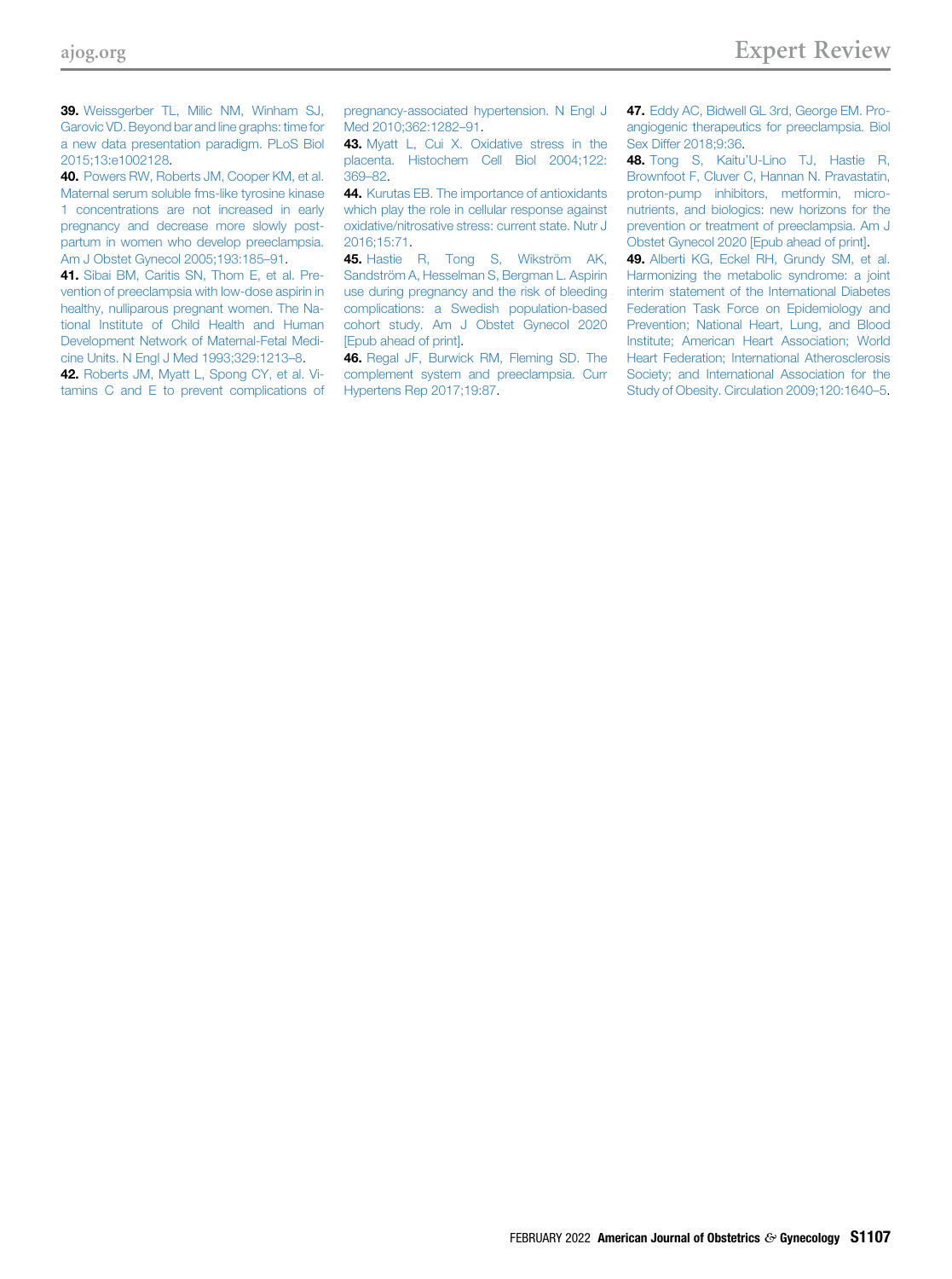**39.** Weissgerber TL, Milic NM, Winham SJ, Garovic VD. Beyond bar and line graphs: time for a new data presentation paradigm. PLoS Biol 2015;13:e1002128.

**40.** Powers RW, Roberts JM, Cooper KM, et al. Maternal serum soluble fms-like tyrosine kinase 1 concentrations are not increased in early pregnancy and decrease more slowly postpartum in women who develop preeclampsia. Am J Obstet Gynecol 2005;193:185–91.

**41.** Sibai BM, Caritis SN, Thom E, et al. Prevention of preeclampsia with low-dose aspirin in healthy, nulliparous pregnant women. The National Institute of Child Health and Human Development Network of Maternal-Fetal Medicine Units. N Engl J Med 1993;329:1213–8.

**42.** Roberts JM, Myatt L, Spong CY, et al. Vitamins C and E to prevent complications of pregnancy-associated hypertension. N Engl J Med 2010;362:1282–91.

**43.** Myatt L, Cui X. Oxidative stress in the placenta. Histochem Cell Biol 2004;122:369–82.

**44.** Kurutas EB. The importance of antioxidants which play the role in cellular response against oxidative/nitrosative stress: current state. Nutr J 2016;15:71.

**45.** Hastie R, Tong S, Wikström AK, Sandström A, Hesselman S, Bergman L. Aspirin use during pregnancy and the risk of bleeding complications: a Swedish population-based cohort study. Am J Obstet Gynecol 2020 [Epub ahead of print].

**46.** Regal JF, Burwick RM, Fleming SD. The complement system and preeclampsia. Curr Hypertens Rep 2017;19:87.

**47.** Eddy AC, Bidwell GL 3rd, George EM. Pro-angiogenic therapeutics for preeclampsia. Biol Sex Differ 2018;9:36.

**48.** Tong S, Kaitu'U-Lino TJ, Hastie R, Brownfoot F, Cluver C, Hannan N. Pravastatin, proton-pump inhibitors, metformin, micronutrients, and biologics: new horizons for the prevention or treatment of preeclampsia. Am J Obstet Gynecol 2020 [Epub ahead of print].

**49.** Alberti KG, Eckel RH, Grundy SM, et al. Harmonizing the metabolic syndrome: a joint interim statement of the International Diabetes Federation Task Force on Epidemiology and Prevention; National Heart, Lung, and Blood Institute; American Heart Association; World Heart Federation; International Atherosclerosis Society; and International Association for the Study of Obesity. Circulation 2009;120:1640–5.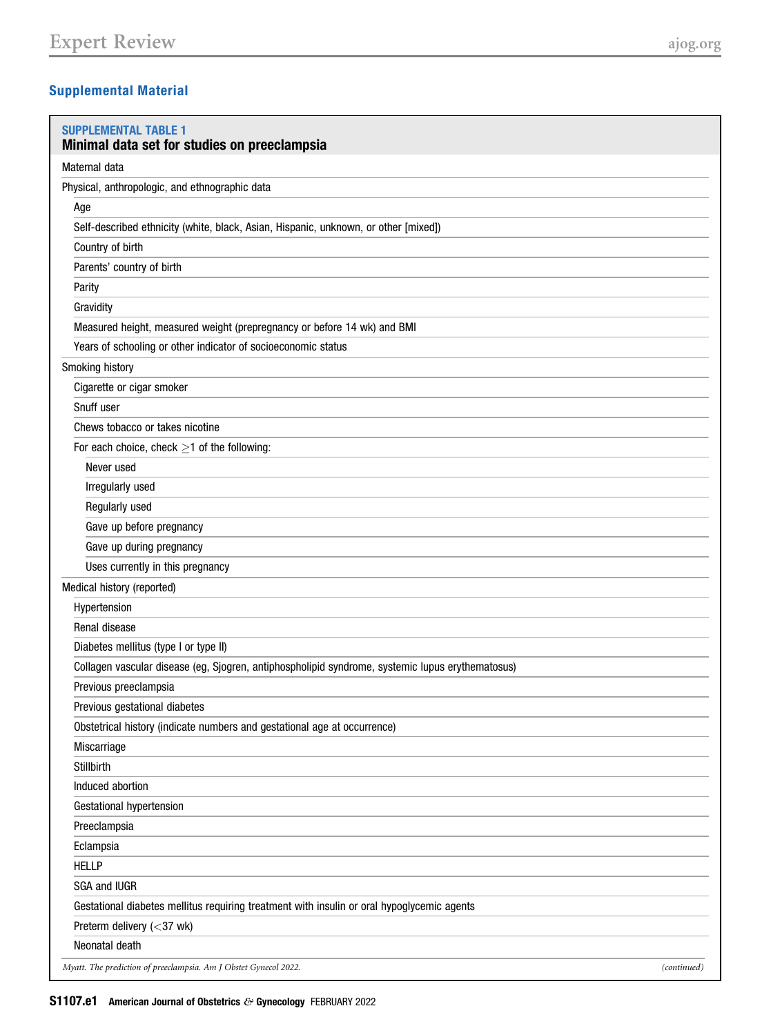## Supplemental Material

**SUPPLEMENTAL TABLE 1**
**Minimal data set for studies on preeclampsia**

| Minimal data set for studies on preeclampsia |
|---|
| Maternal data |
| Physical, anthropologic, and ethnographic data |
| Age |
| Self-described ethnicity (white, black, Asian, Hispanic, unknown, or other [mixed]) |
| Country of birth |
| Parents' country of birth |
| Parity |
| Gravidity |
| Measured height, measured weight (prepregnancy or before 14 wk) and BMI |
| Years of schooling or other indicator of socioeconomic status |
| Smoking history |
| Cigarette or cigar smoker |
| Snuff user |
| Chews tobacco or takes nicotine |
| For each choice, check ≥1 of the following: |
| Never used |
| Irregularly used |
| Regularly used |
| Gave up before pregnancy |
| Gave up during pregnancy |
| Uses currently in this pregnancy |
| Medical history (reported) |
| Hypertension |
| Renal disease |
| Diabetes mellitus (type I or type II) |
| Collagen vascular disease (eg, Sjogren, antiphospholipid syndrome, systemic lupus erythematosus) |
| Previous preeclampsia |
| Previous gestational diabetes |
| Obstetrical history (indicate numbers and gestational age at occurrence) |
| Miscarriage |
| Stillbirth |
| Induced abortion |
| Gestational hypertension |
| Preeclampsia |
| Eclampsia |
| HELLP |
| SGA and IUGR |
| Gestational diabetes mellitus requiring treatment with insulin or oral hypoglycemic agents |
| Preterm delivery (<37 wk) |
| Neonatal death |

*Myatt. The prediction of preeclampsia. Am J Obstet Gynecol 2022.* *(continued)*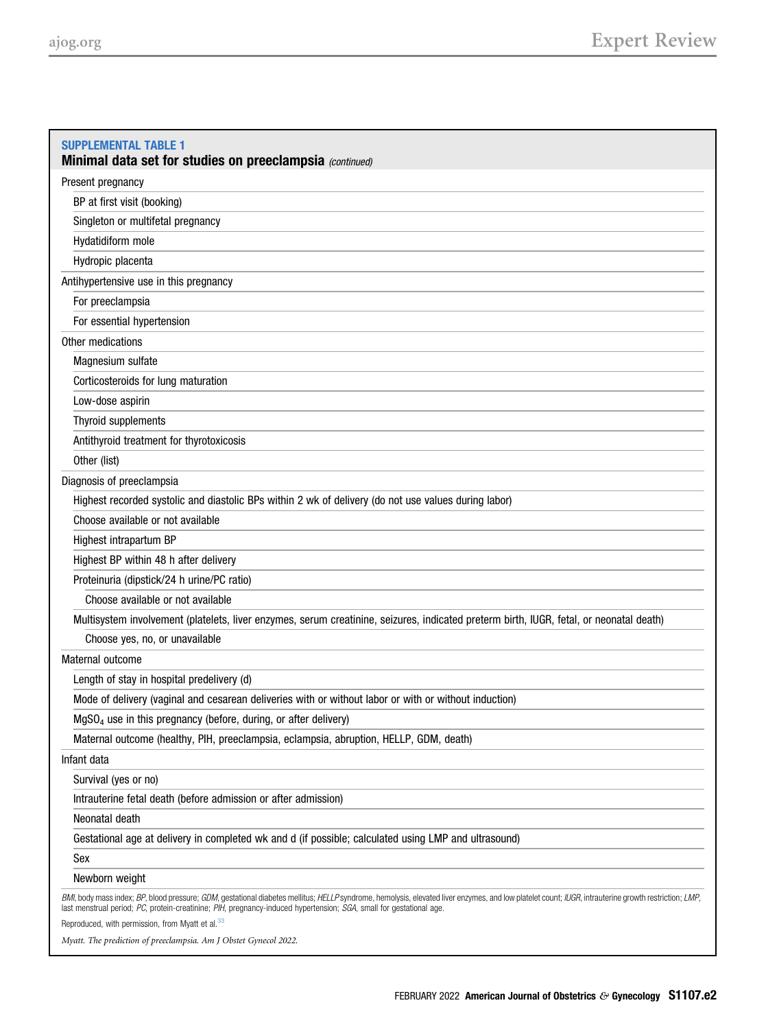**SUPPLEMENTAL TABLE 1**
**Minimal data set for studies on preeclampsia** *(continued)*

| |
|---|
| Present pregnancy |
| &nbsp;&nbsp;BP at first visit (booking) |
| &nbsp;&nbsp;Singleton or multifetal pregnancy |
| &nbsp;&nbsp;Hydatidiform mole |
| &nbsp;&nbsp;Hydropic placenta |
| Antihypertensive use in this pregnancy |
| &nbsp;&nbsp;For preeclampsia |
| &nbsp;&nbsp;For essential hypertension |
| Other medications |
| &nbsp;&nbsp;Magnesium sulfate |
| &nbsp;&nbsp;Corticosteroids for lung maturation |
| &nbsp;&nbsp;Low-dose aspirin |
| &nbsp;&nbsp;Thyroid supplements |
| &nbsp;&nbsp;Antithyroid treatment for thyrotoxicosis |
| &nbsp;&nbsp;Other (list) |
| Diagnosis of preeclampsia |
| &nbsp;&nbsp;Highest recorded systolic and diastolic BPs within 2 wk of delivery (do not use values during labor) |
| &nbsp;&nbsp;Choose available or not available |
| &nbsp;&nbsp;Highest intrapartum BP |
| &nbsp;&nbsp;Highest BP within 48 h after delivery |
| &nbsp;&nbsp;Proteinuria (dipstick/24 h urine/PC ratio) |
| &nbsp;&nbsp;&nbsp;&nbsp;Choose available or not available |
| &nbsp;&nbsp;Multisystem involvement (platelets, liver enzymes, serum creatinine, seizures, indicated preterm birth, IUGR, fetal, or neonatal death) |
| &nbsp;&nbsp;&nbsp;&nbsp;Choose yes, no, or unavailable |
| Maternal outcome |
| &nbsp;&nbsp;Length of stay in hospital predelivery (d) |
| &nbsp;&nbsp;Mode of delivery (vaginal and cesarean deliveries with or without labor or with or without induction) |
| &nbsp;&nbsp;$MgSO_4$ use in this pregnancy (before, during, or after delivery) |
| &nbsp;&nbsp;Maternal outcome (healthy, PIH, preeclampsia, eclampsia, abruption, HELLP, GDM, death) |
| Infant data |
| &nbsp;&nbsp;Survival (yes or no) |
| &nbsp;&nbsp;Intrauterine fetal death (before admission or after admission) |
| &nbsp;&nbsp;Neonatal death |
| &nbsp;&nbsp;Gestational age at delivery in completed wk and d (if possible; calculated using LMP and ultrasound) |
| &nbsp;&nbsp;Sex |
| &nbsp;&nbsp;Newborn weight |

*BMI*, body mass index; *BP*, blood pressure; *GDM*, gestational diabetes mellitus; *HELLP* syndrome, hemolysis, elevated liver enzymes, and low platelet count; *IUGR*, intrauterine growth restriction; *LMP*, last menstrual period; *PC*, protein-creatinine; *PIH*, pregnancy-induced hypertension; *SGA*, small for gestational age.

Reproduced, with permission, from Myatt et al.[33]

*Myatt. The prediction of preeclampsia. Am J Obstet Gynecol 2022.*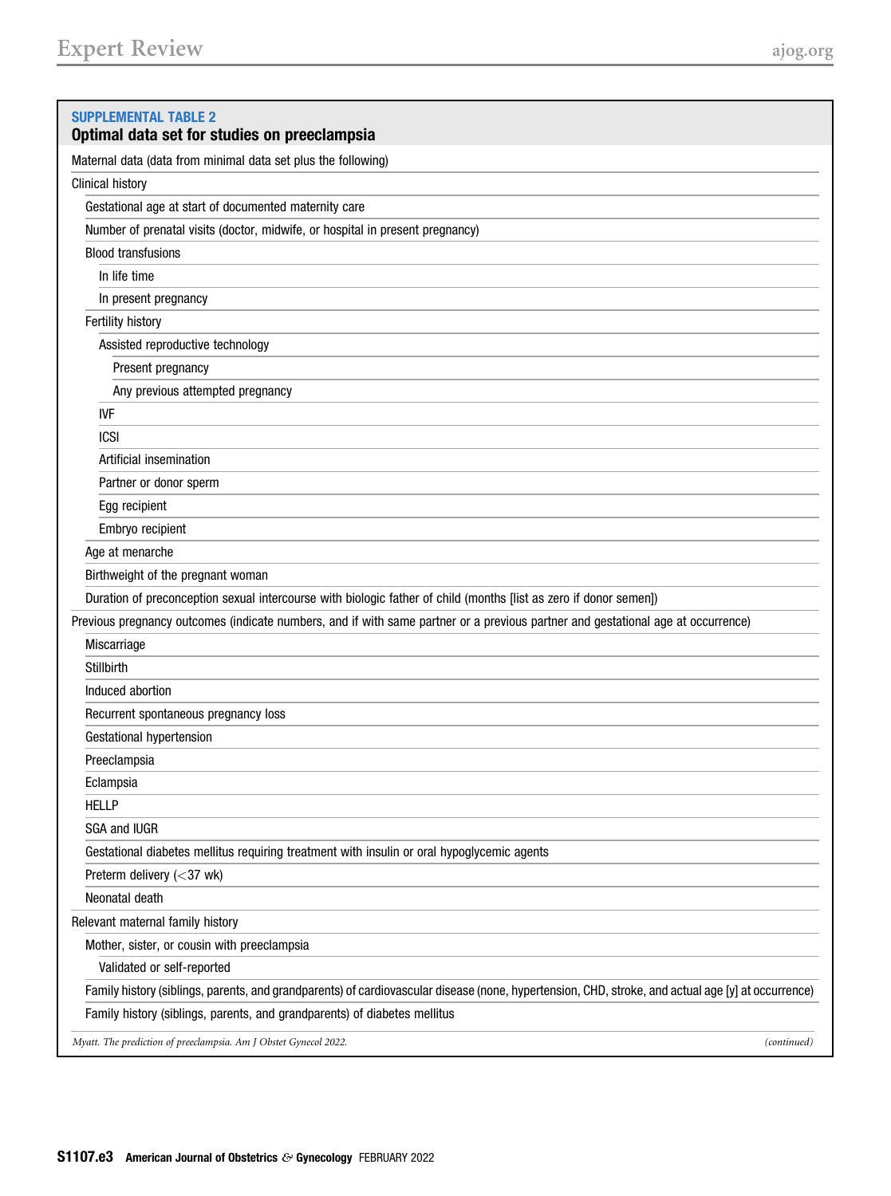**SUPPLEMENTAL TABLE 2**
**Optimal data set for studies on preeclampsia**

| Optimal data set for studies on preeclampsia |
|---|
| Maternal data (data from minimal data set plus the following) |
| Clinical history |
| Gestational age at start of documented maternity care |
| Number of prenatal visits (doctor, midwife, or hospital in present pregnancy) |
| Blood transfusions |
| In life time |
| In present pregnancy |
| Fertility history |
| Assisted reproductive technology |
| Present pregnancy |
| Any previous attempted pregnancy |
| IVF |
| ICSI |
| Artificial insemination |
| Partner or donor sperm |
| Egg recipient |
| Embryo recipient |
| Age at menarche |
| Birthweight of the pregnant woman |
| Duration of preconception sexual intercourse with biologic father of child (months [list as zero if donor semen]) |
| Previous pregnancy outcomes (indicate numbers, and if with same partner or a previous partner and gestational age at occurrence) |
| Miscarriage |
| Stillbirth |
| Induced abortion |
| Recurrent spontaneous pregnancy loss |
| Gestational hypertension |
| Preeclampsia |
| Eclampsia |
| HELLP |
| SGA and IUGR |
| Gestational diabetes mellitus requiring treatment with insulin or oral hypoglycemic agents |
| Preterm delivery (<37 wk) |
| Neonatal death |
| Relevant maternal family history |
| Mother, sister, or cousin with preeclampsia |
| Validated or self-reported |
| Family history (siblings, parents, and grandparents) of cardiovascular disease (none, hypertension, CHD, stroke, and actual age [y] at occurrence) |
| Family history (siblings, parents, and grandparents) of diabetes mellitus |

*Myatt. The prediction of preeclampsia. Am J Obstet Gynecol 2022.* *(continued)*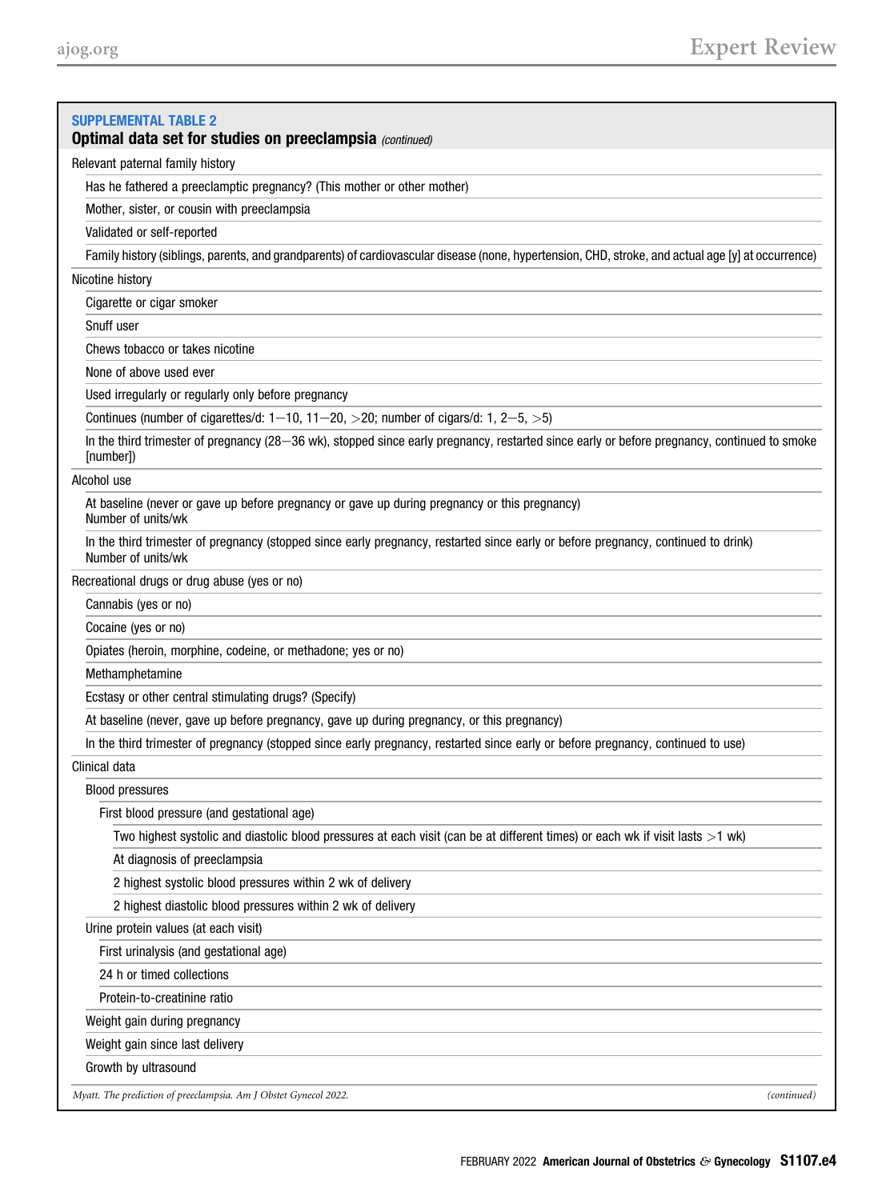**SUPPLEMENTAL TABLE 2**
**Optimal data set for studies on preeclampsia** *(continued)*

- Relevant paternal family history
  - Has he fathered a preeclamptic pregnancy? (This mother or other mother)
  - Mother, sister, or cousin with preeclampsia
  - Validated or self-reported
  - Family history (siblings, parents, and grandparents) of cardiovascular disease (none, hypertension, CHD, stroke, and actual age [y] at occurrence)
- Nicotine history
  - Cigarette or cigar smoker
  - Snuff user
  - Chews tobacco or takes nicotine
  - None of above used ever
  - Used irregularly or regularly only before pregnancy
  - Continues (number of cigarettes/d: 1−10, 11−20, >20; number of cigars/d: 1, 2−5, >5)
  - In the third trimester of pregnancy (28−36 wk), stopped since early pregnancy, restarted since early or before pregnancy, continued to smoke [number])
- Alcohol use
  - At baseline (never or gave up before pregnancy or gave up during pregnancy or this pregnancy)
    Number of units/wk
  - In the third trimester of pregnancy (stopped since early pregnancy, restarted since early or before pregnancy, continued to drink)
    Number of units/wk
- Recreational drugs or drug abuse (yes or no)
  - Cannabis (yes or no)
  - Cocaine (yes or no)
  - Opiates (heroin, morphine, codeine, or methadone; yes or no)
  - Methamphetamine
  - Ecstasy or other central stimulating drugs? (Specify)
  - At baseline (never, gave up before pregnancy, gave up during pregnancy, or this pregnancy)
  - In the third trimester of pregnancy (stopped since early pregnancy, restarted since early or before pregnancy, continued to use)
- Clinical data
  - Blood pressures
    - First blood pressure (and gestational age)
      - Two highest systolic and diastolic blood pressures at each visit (can be at different times) or each wk if visit lasts >1 wk)
      - At diagnosis of preeclampsia
      - 2 highest systolic blood pressures within 2 wk of delivery
      - 2 highest diastolic blood pressures within 2 wk of delivery
  - Urine protein values (at each visit)
    - First urinalysis (and gestational age)
    - 24 h or timed collections
    - Protein-to-creatinine ratio
  - Weight gain during pregnancy
  - Weight gain since last delivery
  - Growth by ultrasound

*Myatt. The prediction of preeclampsia. Am J Obstet Gynecol 2022.* *(continued)*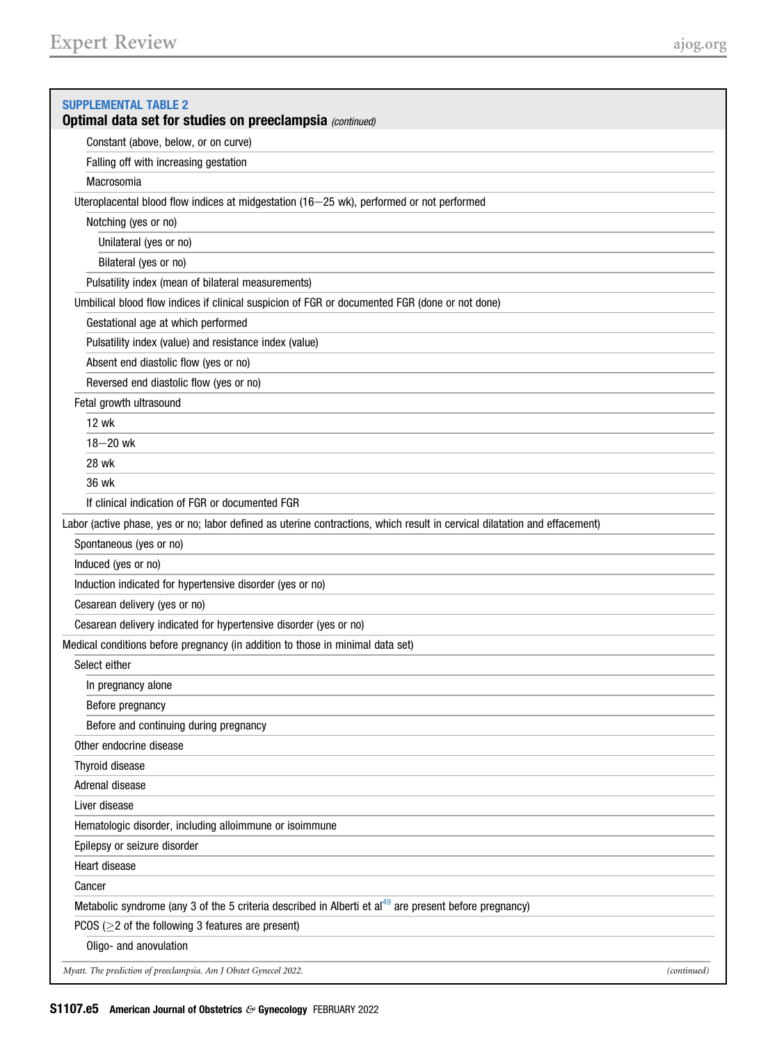**SUPPLEMENTAL TABLE 2**
**Optimal data set for studies on preeclampsia** *(continued)*

| |
|---|
| Constant (above, below, or on curve) |
| Falling off with increasing gestation |
| Macrosomia |
| Uteroplacental blood flow indices at midgestation (16–25 wk), performed or not performed |
| Notching (yes or no) |
| Unilateral (yes or no) |
| Bilateral (yes or no) |
| Pulsatility index (mean of bilateral measurements) |
| Umbilical blood flow indices if clinical suspicion of FGR or documented FGR (done or not done) |
| Gestational age at which performed |
| Pulsatility index (value) and resistance index (value) |
| Absent end diastolic flow (yes or no) |
| Reversed end diastolic flow (yes or no) |
| Fetal growth ultrasound |
| 12 wk |
| 18–20 wk |
| 28 wk |
| 36 wk |
| If clinical indication of FGR or documented FGR |
| Labor (active phase, yes or no; labor defined as uterine contractions, which result in cervical dilatation and effacement) |
| Spontaneous (yes or no) |
| Induced (yes or no) |
| Induction indicated for hypertensive disorder (yes or no) |
| Cesarean delivery (yes or no) |
| Cesarean delivery indicated for hypertensive disorder (yes or no) |
| Medical conditions before pregnancy (in addition to those in minimal data set) |
| Select either |
| In pregnancy alone |
| Before pregnancy |
| Before and continuing during pregnancy |
| Other endocrine disease |
| Thyroid disease |
| Adrenal disease |
| Liver disease |
| Hematologic disorder, including alloimmune or isoimmune |
| Epilepsy or seizure disorder |
| Heart disease |
| Cancer |
| Metabolic syndrome (any 3 of the 5 criteria described in Alberti et al[49] are present before pregnancy) |
| PCOS (≥2 of the following 3 features are present) |
| Oligo- and anovulation |

*Myatt. The prediction of preeclampsia. Am J Obstet Gynecol 2022.* *(continued)*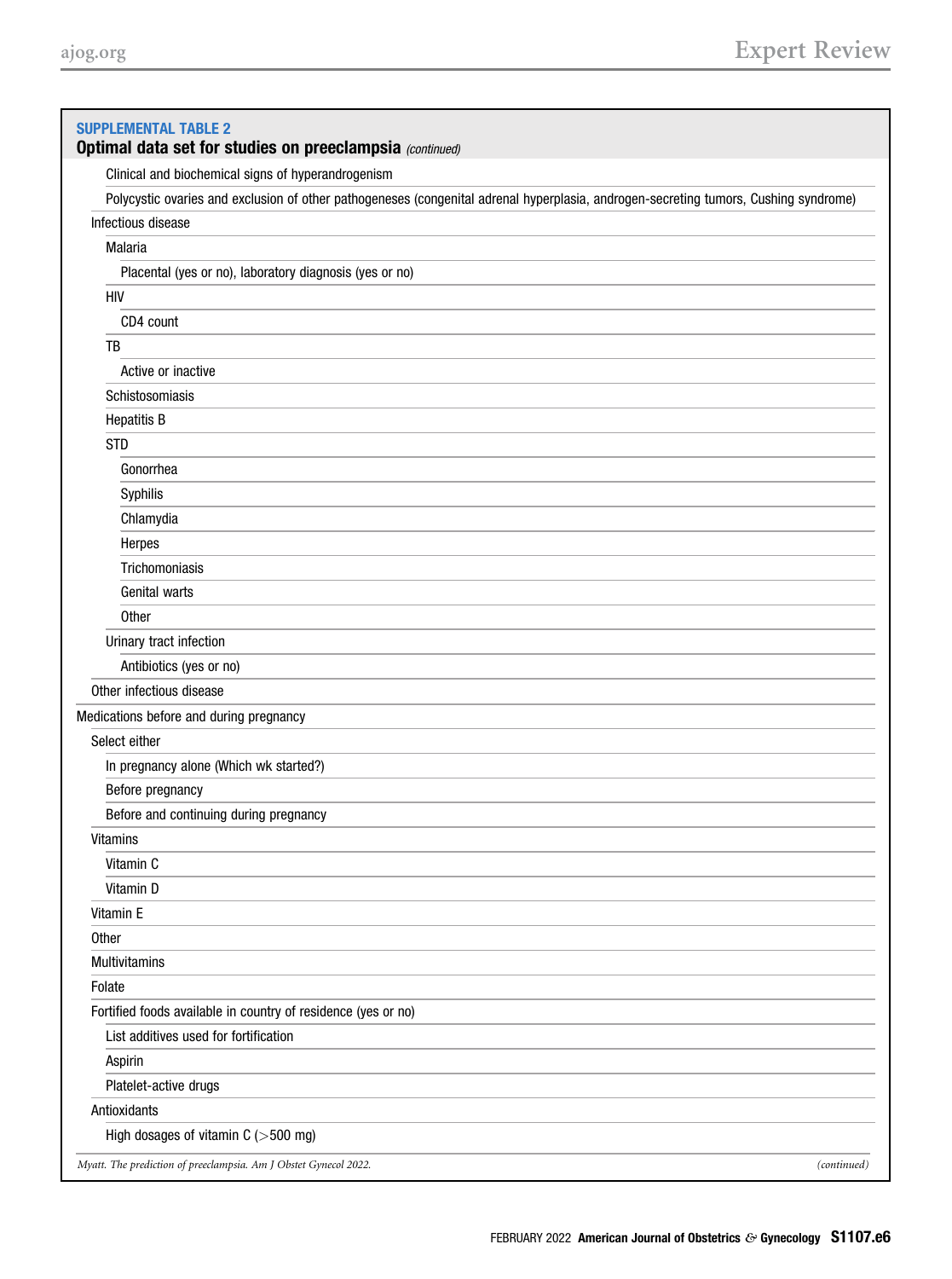**SUPPLEMENTAL TABLE 2**
**Optimal data set for studies on preeclampsia** *(continued)*

- Clinical and biochemical signs of hyperandrogenism
- Polycystic ovaries and exclusion of other pathogeneses (congenital adrenal hyperplasia, androgen-secreting tumors, Cushing syndrome)
- Infectious disease
  - Malaria
    - Placental (yes or no), laboratory diagnosis (yes or no)
  - HIV
    - CD4 count
  - TB
    - Active or inactive
  - Schistosomiasis
  - Hepatitis B
  - STD
    - Gonorrhea
    - Syphilis
    - Chlamydia
    - Herpes
    - Trichomoniasis
    - Genital warts
    - Other
  - Urinary tract infection
    - Antibiotics (yes or no)
- Other infectious disease

Medications before and during pregnancy

- Select either
  - In pregnancy alone (Which wk started?)
  - Before pregnancy
  - Before and continuing during pregnancy
- Vitamins
  - Vitamin C
  - Vitamin D
- Vitamin E
- Other
- Multivitamins
- Folate
- Fortified foods available in country of residence (yes or no)
  - List additives used for fortification
  - Aspirin
  - Platelet-active drugs
- Antioxidants
  - High dosages of vitamin C (>500 mg)

*Myatt. The prediction of preeclampsia. Am J Obstet Gynecol 2022.* *(continued)*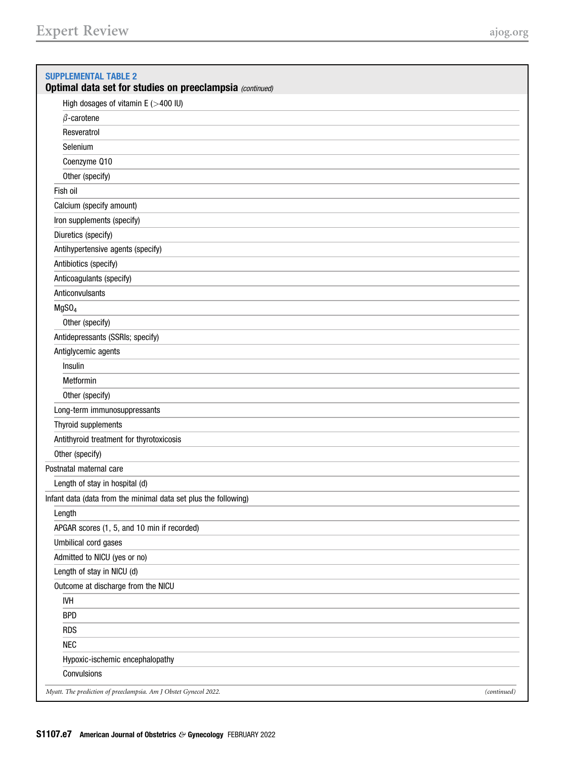**SUPPLEMENTAL TABLE 2**
**Optimal data set for studies on preeclampsia** *(continued)*

| |
|---|
| High dosages of vitamin E (>400 IU) |
| $\beta$-carotene |
| Resveratrol |
| Selenium |
| Coenzyme Q10 |
| Other (specify) |
| Fish oil |
| Calcium (specify amount) |
| Iron supplements (specify) |
| Diuretics (specify) |
| Antihypertensive agents (specify) |
| Antibiotics (specify) |
| Anticoagulants (specify) |
| Anticonvulsants |
| $MgSO_4$ |
| Other (specify) |
| Antidepressants (SSRIs; specify) |
| Antiglycemic agents |
| Insulin |
| Metformin |
| Other (specify) |
| Long-term immunosuppressants |
| Thyroid supplements |
| Antithyroid treatment for thyrotoxicosis |
| Other (specify) |
| Postnatal maternal care |
| Length of stay in hospital (d) |
| Infant data (data from the minimal data set plus the following) |
| Length |
| APGAR scores (1, 5, and 10 min if recorded) |
| Umbilical cord gases |
| Admitted to NICU (yes or no) |
| Length of stay in NICU (d) |
| Outcome at discharge from the NICU |
| IVH |
| BPD |
| RDS |
| NEC |
| Hypoxic-ischemic encephalopathy |
| Convulsions |

*Myatt. The prediction of preeclampsia. Am J Obstet Gynecol 2022.* *(continued)*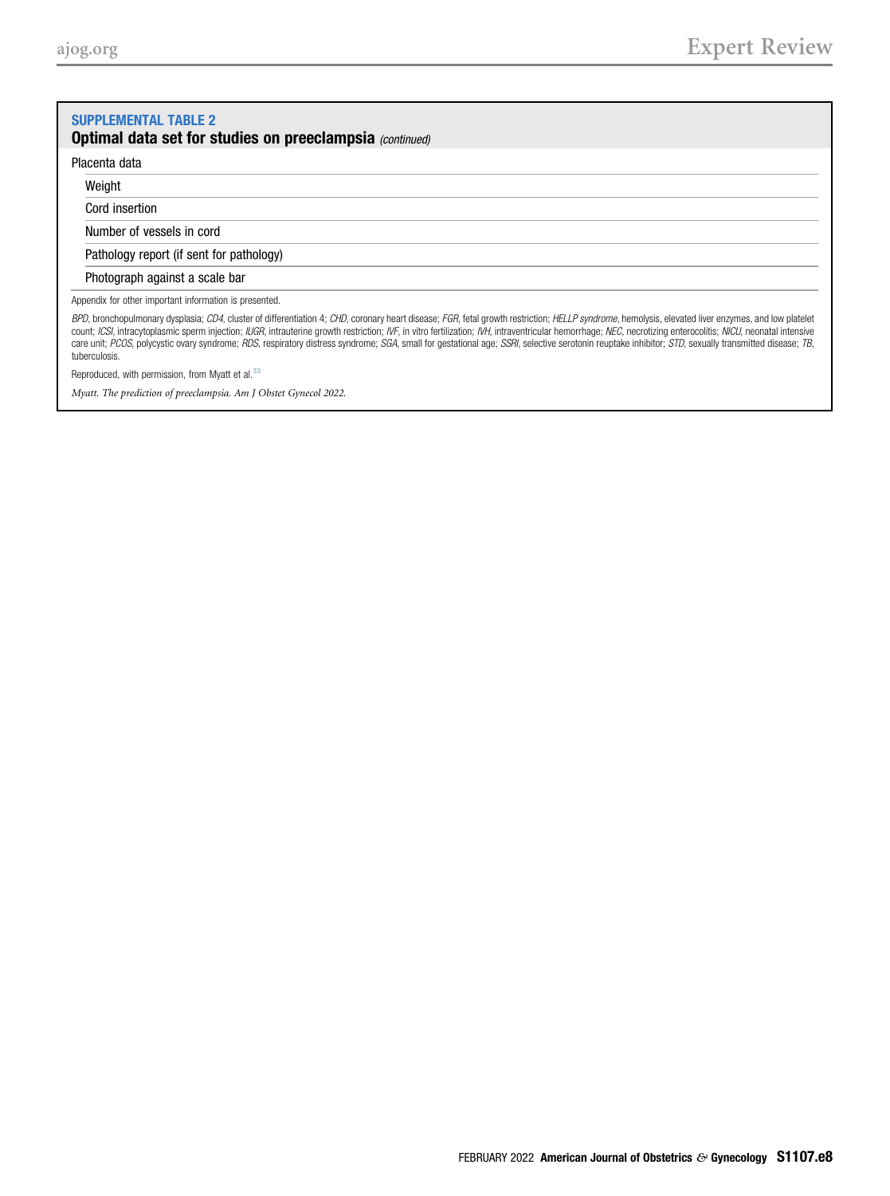**SUPPLEMENTAL TABLE 2**

**Optimal data set for studies on preeclampsia** *(continued)*

| |
|---|
| Placenta data |
| Weight |
| Cord insertion |
| Number of vessels in cord |
| Pathology report (if sent for pathology) |
| Photograph against a scale bar |

Appendix for other important information is presented.

*BPD*, bronchopulmonary dysplasia; *CD4*, cluster of differentiation 4; *CHD*, coronary heart disease; *FGR*, fetal growth restriction; *HELLP syndrome*, hemolysis, elevated liver enzymes, and low platelet count; *ICSI*, intracytoplasmic sperm injection; *IUGR*, intrauterine growth restriction; *IVF*, in vitro fertilization; *IVH*, intraventricular hemorrhage; *NEC*, necrotizing enterocolitis; *NICU*, neonatal intensive care unit; *PCOS*, polycystic ovary syndrome; *RDS*, respiratory distress syndrome; *SGA*, small for gestational age; *SSRI*, selective serotonin reuptake inhibitor; *STD*, sexually transmitted disease; *TB*, tuberculosis.

Reproduced, with permission, from Myatt et al.[33]

*Myatt. The prediction of preeclampsia. Am J Obstet Gynecol 2022.*